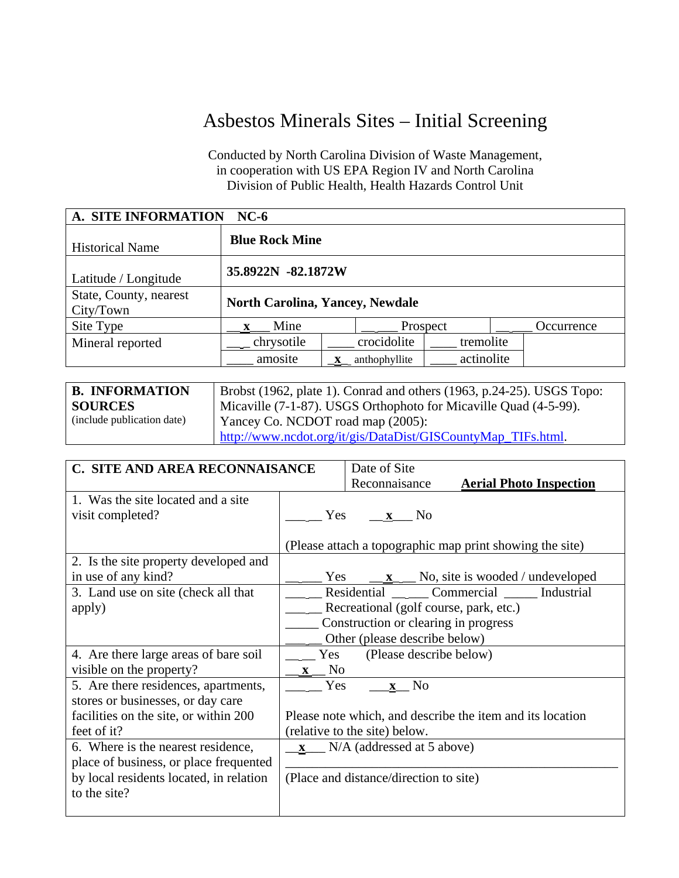# Asbestos Minerals Sites – Initial Screening

Conducted by North Carolina Division of Waste Management, in cooperation with US EPA Region IV and North Carolina Division of Public Health, Health Hazards Control Unit

| **A. SITE INFORMATION NC-6** | | | |
|---|---|---|---|
| Historical Name | **Blue Rock Mine** | | |
| Latitude / Longitude | **35.8922N -82.1872W** | | |
| State, County, nearest City/Town | **North Carolina, Yancey, Newdale** | | |
| Site Type | __x__ Mine | _____ Prospect | _____ Occurrence |
| Mineral reported | ____ chrysotile | ____ crocidolite | ____ tremolite |
| | ____ amosite | _x_ anthophyllite | ____ actinolite |

| **B. INFORMATION SOURCES** (include publication date) | Brobst (1962, plate 1). Conrad and others (1963, p.24-25). USGS Topo: Micaville (7-1-87). USGS Orthophoto for Micaville Quad (4-5-99). Yancey Co. NCDOT road map (2005): http://www.ncdot.org/it/gis/DataDist/GISCountyMap_TIFs.html. |
|---|---|

| **C. SITE AND AREA RECONNAISANCE** | Date of Site Reconnaisance **Aerial Photo Inspection** |
|---|---|
| 1. Was the site located and a site visit completed? | _____ Yes __x__ No<br><br>(Please attach a topographic map print showing the site) |
| 2. Is the site property developed and in use of any kind? | _____ Yes __x__ No, site is wooded / undeveloped |
| 3. Land use on site (check all that apply) | _____ Residential _____ Commercial _____ Industrial<br>_____ Recreational (golf course, park, etc.)<br>_____ Construction or clearing in progress<br>_____ Other (please describe below) |
| 4. Are there large areas of bare soil visible on the property? | ____ Yes (Please describe below)<br>__x__ No |
| 5. Are there residences, apartments, stores or businesses, or day care facilities on the site, or within 200 feet of it? | _____ Yes __x__ No<br><br>Please note which, and describe the item and its location (relative to the site) below. |
| 6. Where is the nearest residence, place of business, or place frequented by local residents located, in relation to the site? | __x__ N/A (addressed at 5 above)<br>______________________________<br>(Place and distance/direction to site) |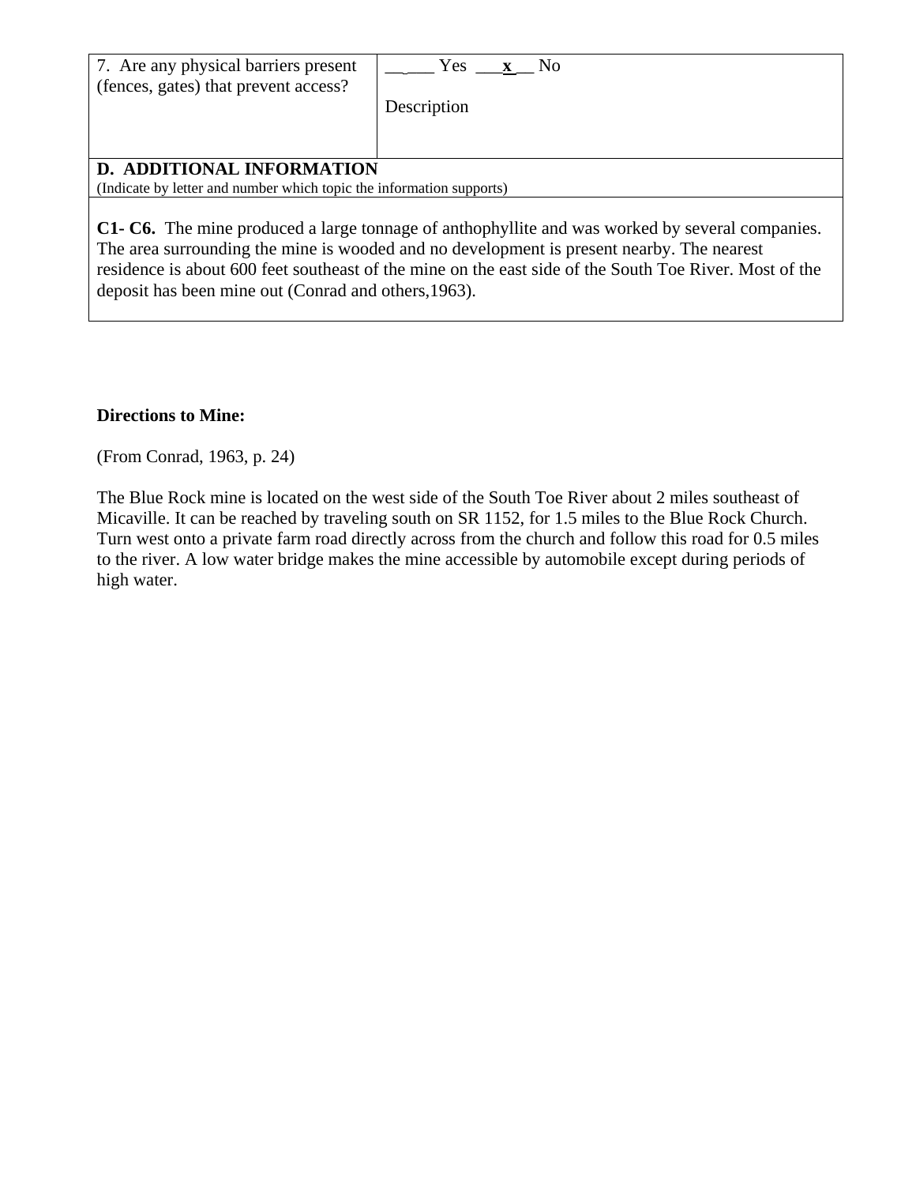| 7. Are any physical barriers present (fences, gates) that prevent access? | ______ Yes ___**x**__ No<br><br>Description |
|---|---|
| **D. ADDITIONAL INFORMATION**<br>(Indicate by letter and number which topic the information supports) | |
| **C1- C6.** The mine produced a large tonnage of anthophyllite and was worked by several companies. The area surrounding the mine is wooded and no development is present nearby. The nearest residence is about 600 feet southeast of the mine on the east side of the South Toe River. Most of the deposit has been mine out (Conrad and others,1963). | |

**Directions to Mine:**

(From Conrad, 1963, p. 24)

The Blue Rock mine is located on the west side of the South Toe River about 2 miles southeast of Micaville. It can be reached by traveling south on SR 1152, for 1.5 miles to the Blue Rock Church. Turn west onto a private farm road directly across from the church and follow this road for 0.5 miles to the river. A low water bridge makes the mine accessible by automobile except during periods of high water.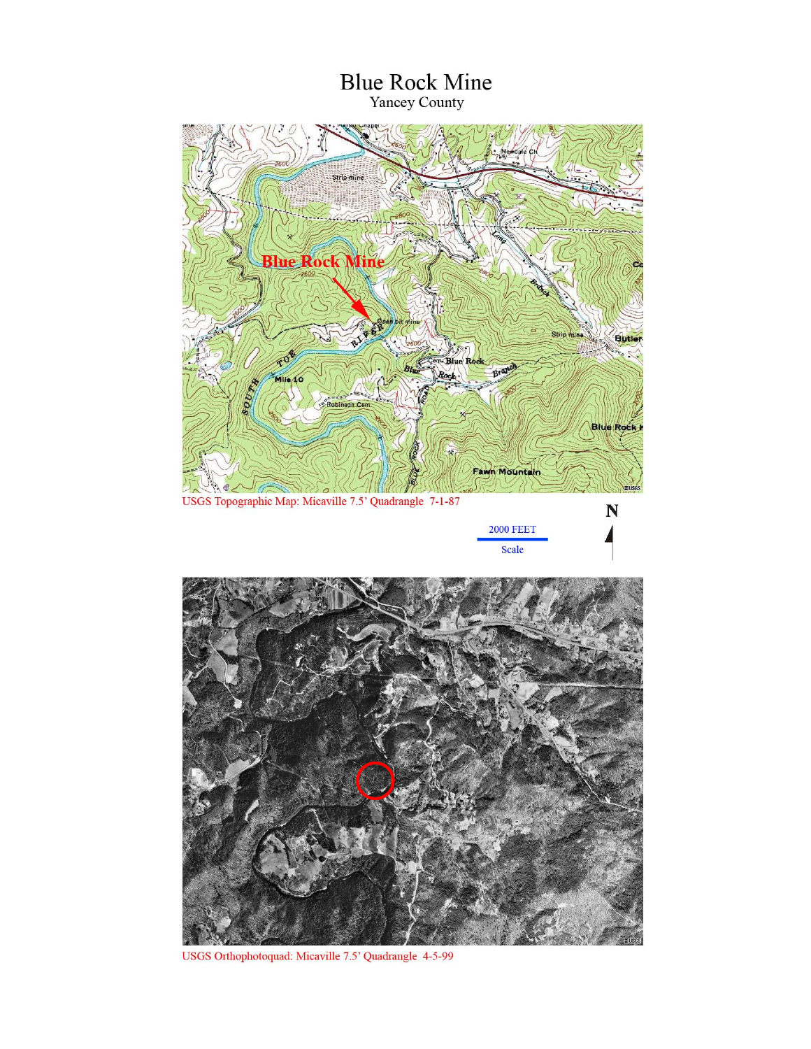# Blue Rock Mine

Yancey County

USGS Topographic Map: Micaville 7.5' Quadrangle 7-1-87

2000 FEET

Scale

N

USGS Orthophotoquad: Micaville 7.5' Quadrangle 4-5-99